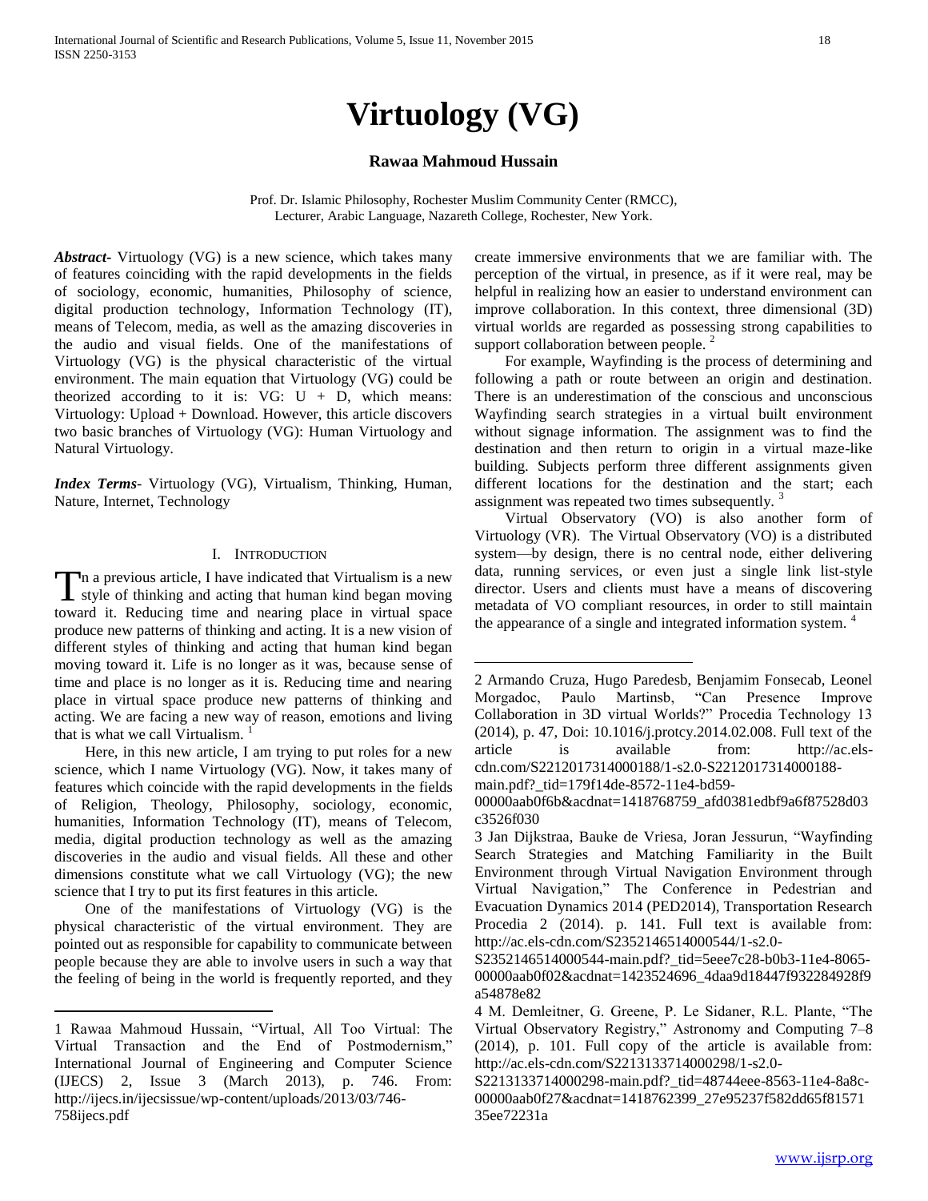# Virtuology (VG)

**Rawaa Mahmoud Hussain**

Prof. Dr. Islamic Philosophy, Rochester Muslim Community Center (RMCC),
Lecturer, Arabic Language, Nazareth College, Rochester, New York.

***Abstract-*** Virtuology (VG) is a new science, which takes many of features coinciding with the rapid developments in the fields of sociology, economic, humanities, Philosophy of science, digital production technology, Information Technology (IT), means of Telecom, media, as well as the amazing discoveries in the audio and visual fields. One of the manifestations of Virtuology (VG) is the physical characteristic of the virtual environment. The main equation that Virtuology (VG) could be theorized according to it is: VG: U + D, which means: Virtuology: Upload + Download. However, this article discovers two basic branches of Virtuology (VG): Human Virtuology and Natural Virtuology.

***Index Terms-*** Virtuology (VG), Virtualism, Thinking, Human, Nature, Internet, Technology

## I. Introduction

In a previous article, I have indicated that Virtualism is a new style of thinking and acting that human kind began moving toward it. Reducing time and nearing place in virtual space produce new patterns of thinking and acting. It is a new vision of different styles of thinking and acting that human kind began moving toward it. Life is no longer as it was, because sense of time and place is no longer as it is. Reducing time and nearing place in virtual space produce new patterns of thinking and acting. We are facing a new way of reason, emotions and living that is what we call Virtualism. [1]

Here, in this new article, I am trying to put roles for a new science, which I name Virtuology (VG). Now, it takes many of features which coincide with the rapid developments in the fields of Religion, Theology, Philosophy, sociology, economic, humanities, Information Technology (IT), means of Telecom, media, digital production technology as well as the amazing discoveries in the audio and visual fields. All these and other dimensions constitute what we call Virtuology (VG); the new science that I try to put its first features in this article.

One of the manifestations of Virtuology (VG) is the physical characteristic of the virtual environment. They are pointed out as responsible for capability to communicate between people because they are able to involve users in such a way that the feeling of being in the world is frequently reported, and they create immersive environments that we are familiar with. The perception of the virtual, in presence, as if it were real, may be helpful in realizing how an easier to understand environment can improve collaboration. In this context, three dimensional (3D) virtual worlds are regarded as possessing strong capabilities to support collaboration between people. [2]

For example, Wayfinding is the process of determining and following a path or route between an origin and destination. There is an underestimation of the conscious and unconscious Wayfinding search strategies in a virtual built environment without signage information. The assignment was to find the destination and then return to origin in a virtual maze-like building. Subjects perform three different assignments given different locations for the destination and the start; each assignment was repeated two times subsequently. [3]

Virtual Observatory (VO) is also another form of Virtuology (VR). The Virtual Observatory (VO) is a distributed system—by design, there is no central node, either delivering data, running services, or even just a single link list-style director. Users and clients must have a means of discovering metadata of VO compliant resources, in order to still maintain the appearance of a single and integrated information system. [4]

---

1 Rawaa Mahmoud Hussain, "Virtual, All Too Virtual: The Virtual Transaction and the End of Postmodernism," International Journal of Engineering and Computer Science (IJECS) 2, Issue 3 (March 2013), p. 746. From: http://ijecs.in/ijecsissue/wp-content/uploads/2013/03/746-758ijecs.pdf

2 Armando Cruza, Hugo Paredesb, Benjamim Fonsecab, Leonel Morgadoc, Paulo Martinsb, "Can Presence Improve Collaboration in 3D virtual Worlds?" Procedia Technology 13 (2014), p. 47, Doi: 10.1016/j.protcy.2014.02.008. Full text of the article is available from: http://ac.els-cdn.com/S2212017314000188/1-s2.0-S2212017314000188-main.pdf?_tid=179f14de-8572-11e4-bd59-00000aab0f6b&acdnat=1418768759_afd0381edbf9a6f87528d03c3526f030

3 Jan Dijkstraa, Bauke de Vriesa, Joran Jessurun, "Wayfinding Search Strategies and Matching Familiarity in the Built Environment through Virtual Navigation Environment through Virtual Navigation," The Conference in Pedestrian and Evacuation Dynamics 2014 (PED2014), Transportation Research Procedia 2 (2014). p. 141. Full text is available from: http://ac.els-cdn.com/S2352146514000544/1-s2.0-S2352146514000544-main.pdf?_tid=5eee7c28-b0b3-11e4-8065-00000aab0f02&acdnat=1423524696_4daa9d18447f932284928f9a54878e82

4 M. Demleitner, G. Greene, P. Le Sidaner, R.L. Plante, "The Virtual Observatory Registry," Astronomy and Computing 7–8 (2014), p. 101. Full copy of the article is available from: http://ac.els-cdn.com/S2213133714000298/1-s2.0-S2213133714000298-main.pdf?_tid=48744eee-8563-11e4-8a8c-00000aab0f27&acdnat=1418762399_27e95237f582dd65f8157135ee72231a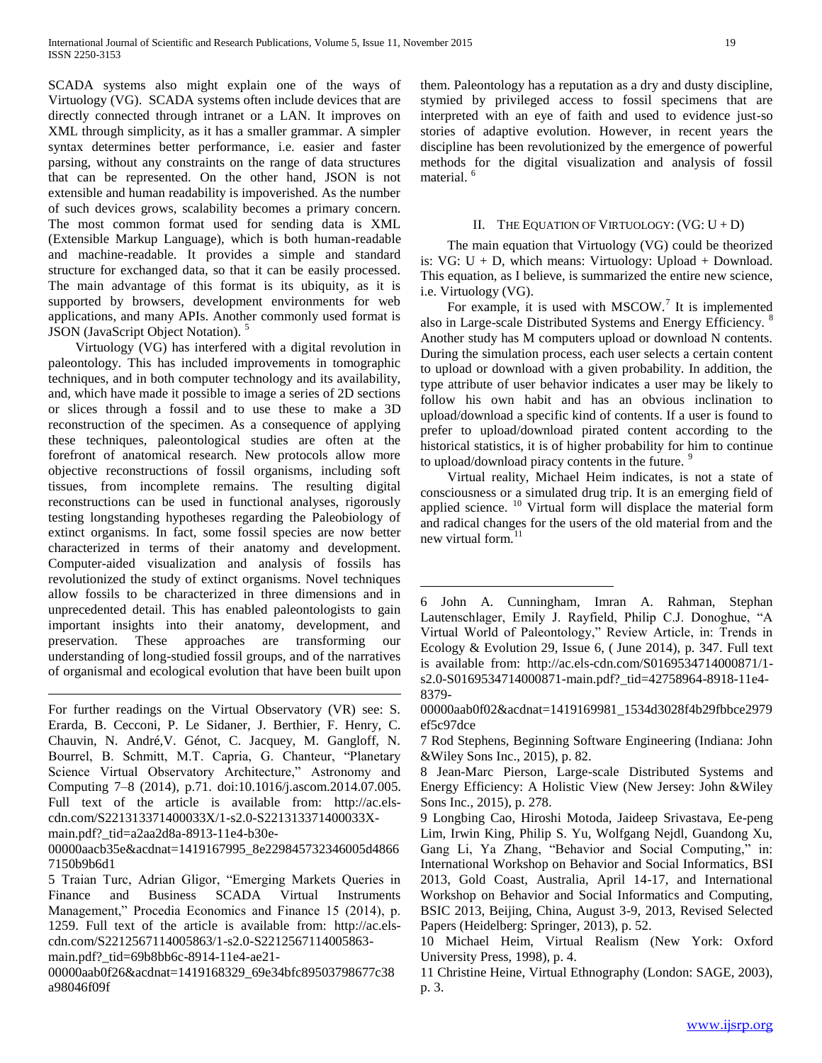SCADA systems also might explain one of the ways of Virtuology (VG). SCADA systems often include devices that are directly connected through intranet or a LAN. It improves on XML through simplicity, as it has a smaller grammar. A simpler syntax determines better performance, i.e. easier and faster parsing, without any constraints on the range of data structures that can be represented. On the other hand, JSON is not extensible and human readability is impoverished. As the number of such devices grows, scalability becomes a primary concern. The most common format used for sending data is XML (Extensible Markup Language), which is both human-readable and machine-readable. It provides a simple and standard structure for exchanged data, so that it can be easily processed. The main advantage of this format is its ubiquity, as it is supported by browsers, development environments for web applications, and many APIs. Another commonly used format is JSON (JavaScript Object Notation). [5]

Virtuology (VG) has interfered with a digital revolution in paleontology. This has included improvements in tomographic techniques, and in both computer technology and its availability, and, which have made it possible to image a series of 2D sections or slices through a fossil and to use these to make a 3D reconstruction of the specimen. As a consequence of applying these techniques, paleontological studies are often at the forefront of anatomical research. New protocols allow more objective reconstructions of fossil organisms, including soft tissues, from incomplete remains. The resulting digital reconstructions can be used in functional analyses, rigorously testing longstanding hypotheses regarding the Paleobiology of extinct organisms. In fact, some fossil species are now better characterized in terms of their anatomy and development. Computer-aided visualization and analysis of fossils has revolutionized the study of extinct organisms. Novel techniques allow fossils to be characterized in three dimensions and in unprecedented detail. This has enabled paleontologists to gain important insights into their anatomy, development, and preservation. These approaches are transforming our understanding of long-studied fossil groups, and of the narratives of organismal and ecological evolution that have been built upon them. Paleontology has a reputation as a dry and dusty discipline, stymied by privileged access to fossil specimens that are interpreted with an eye of faith and used to evidence just-so stories of adaptive evolution. However, in recent years the discipline has been revolutionized by the emergence of powerful methods for the digital visualization and analysis of fossil material. [6]

## II. The Equation of Virtuology: (VG: U + D)

The main equation that Virtuology (VG) could be theorized is: VG: U + D, which means: Virtuology: Upload + Download. This equation, as I believe, is summarized the entire new science, i.e. Virtuology (VG).

For example, it is used with MSCOW.[7] It is implemented also in Large-scale Distributed Systems and Energy Efficiency. [8] Another study has M computers upload or download N contents. During the simulation process, each user selects a certain content to upload or download with a given probability. In addition, the type attribute of user behavior indicates a user may be likely to follow his own habit and has an obvious inclination to upload/download a specific kind of contents. If a user is found to prefer to upload/download pirated content according to the historical statistics, it is of higher probability for him to continue to upload/download piracy contents in the future. [9]

Virtual reality, Michael Heim indicates, is not a state of consciousness or a simulated drug trip. It is an emerging field of applied science. [10] Virtual form will displace the material form and radical changes for the users of the old material from and the new virtual form.[11]

---

For further readings on the Virtual Observatory (VR) see: S. Erarda, B. Cecconi, P. Le Sidaner, J. Berthier, F. Henry, C. Chauvin, N. André,V. Génot, C. Jacquey, M. Gangloff, N. Bourrel, B. Schmitt, M.T. Capria, G. Chanteur, "Planetary Science Virtual Observatory Architecture," Astronomy and Computing 7–8 (2014), p.71. doi:10.1016/j.ascom.2014.07.005. Full text of the article is available from: http://ac.els-cdn.com/S221313371400033X/1-s2.0-S221313371400033X-main.pdf?_tid=a2aa2d8a-8913-11e4-b30e-00000aacb35e&acdnat=1419167995_8e229845732346005d48667150b9b6d1

5 Traian Turc, Adrian Gligor, "Emerging Markets Queries in Finance and Business SCADA Virtual Instruments Management," Procedia Economics and Finance 15 (2014), p. 1259. Full text of the article is available from: http://ac.els-cdn.com/S2212567114005863/1-s2.0-S2212567114005863-main.pdf?_tid=69b8bb6c-8914-11e4-ae21-00000aab0f26&acdnat=1419168329_69e34bfc89503798677c38a98046f09f

6 John A. Cunningham, Imran A. Rahman, Stephan Lautenschlager, Emily J. Rayfield, Philip C.J. Donoghue, "A Virtual World of Paleontology," Review Article, in: Trends in Ecology & Evolution 29, Issue 6, ( June 2014), p. 347. Full text is available from: http://ac.els-cdn.com/S0169534714000871/1-s2.0-S0169534714000871-main.pdf?_tid=42758964-8918-11e4-8379-00000aab0f02&acdnat=1419169981_1534d3028f4b29fbbce2979ef5c97dce

7 Rod Stephens, Beginning Software Engineering (Indiana: John &Wiley Sons Inc., 2015), p. 82.

8 Jean-Marc Pierson, Large-scale Distributed Systems and Energy Efficiency: A Holistic View (New Jersey: John &Wiley Sons Inc., 2015), p. 278.

9 Longbing Cao, Hiroshi Motoda, Jaideep Srivastava, Ee-peng Lim, Irwin King, Philip S. Yu, Wolfgang Nejdl, Guandong Xu, Gang Li, Ya Zhang, "Behavior and Social Computing," in: International Workshop on Behavior and Social Informatics, BSI 2013, Gold Coast, Australia, April 14-17, and International Workshop on Behavior and Social Informatics and Computing, BSIC 2013, Beijing, China, August 3-9, 2013, Revised Selected Papers (Heidelberg: Springer, 2013), p. 52.

10 Michael Heim, Virtual Realism (New York: Oxford University Press, 1998), p. 4.

11 Christine Heine, Virtual Ethnography (London: SAGE, 2003), p. 3.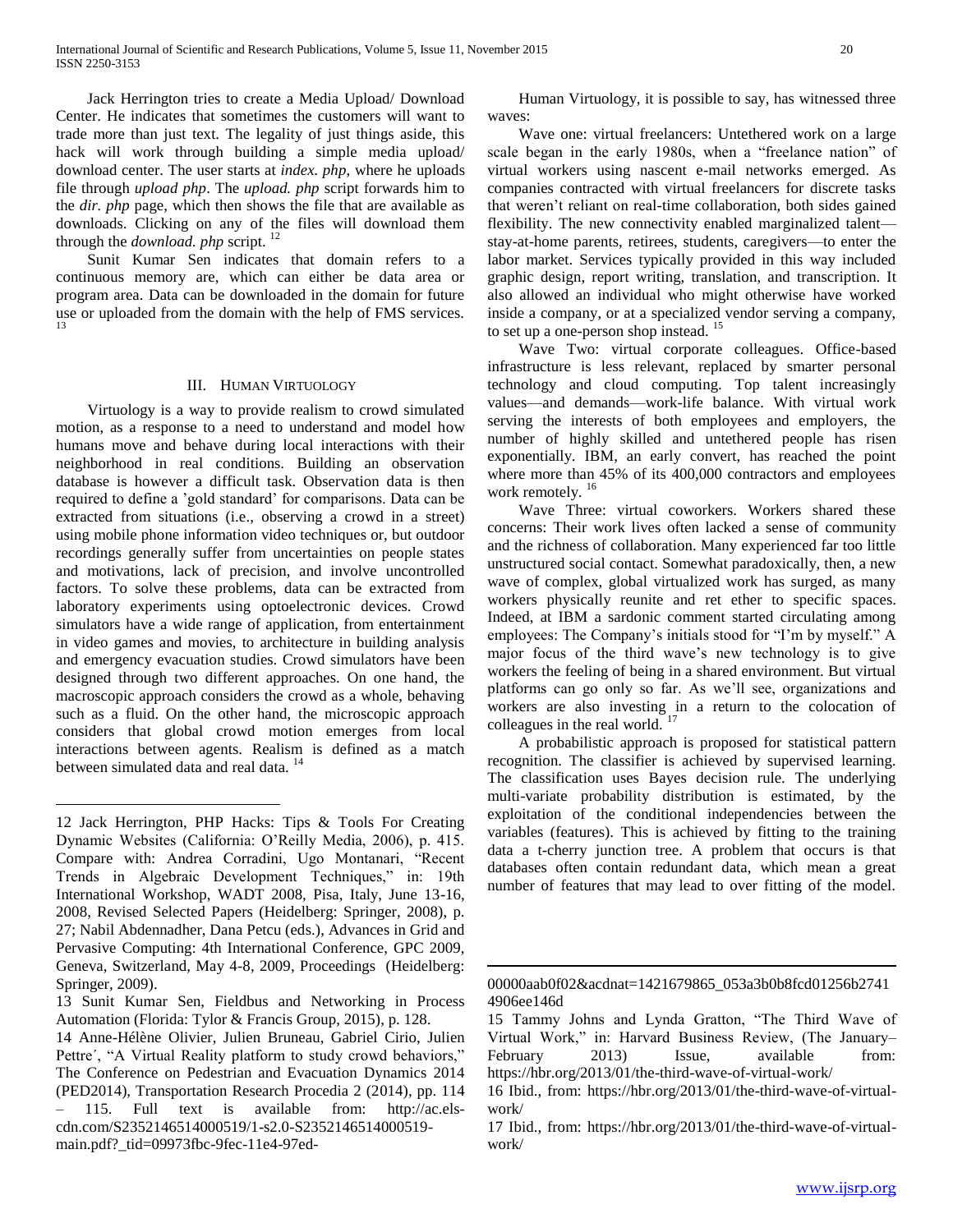Jack Herrington tries to create a Media Upload/ Download Center. He indicates that sometimes the customers will want to trade more than just text. The legality of just things aside, this hack will work through building a simple media upload/ download center. The user starts at *index. php*, where he uploads file through *upload php*. The *upload. php* script forwards him to the *dir. php* page, which then shows the file that are available as downloads. Clicking on any of the files will download them through the *download. php* script. [12]

Sunit Kumar Sen indicates that domain refers to a continuous memory are, which can either be data area or program area. Data can be downloaded in the domain for future use or uploaded from the domain with the help of FMS services. [13]

## III. Human Virtuology

Virtuology is a way to provide realism to crowd simulated motion, as a response to a need to understand and model how humans move and behave during local interactions with their neighborhood in real conditions. Building an observation database is however a difficult task. Observation data is then required to define a 'gold standard' for comparisons. Data can be extracted from situations (i.e., observing a crowd in a street) using mobile phone information video techniques or, but outdoor recordings generally suffer from uncertainties on people states and motivations, lack of precision, and involve uncontrolled factors. To solve these problems, data can be extracted from laboratory experiments using optoelectronic devices. Crowd simulators have a wide range of application, from entertainment in video games and movies, to architecture in building analysis and emergency evacuation studies. Crowd simulators have been designed through two different approaches. On one hand, the macroscopic approach considers the crowd as a whole, behaving such as a fluid. On the other hand, the microscopic approach considers that global crowd motion emerges from local interactions between agents. Realism is defined as a match between simulated data and real data. [14]

Human Virtuology, it is possible to say, has witnessed three waves:

Wave one: virtual freelancers: Untethered work on a large scale began in the early 1980s, when a "freelance nation" of virtual workers using nascent e-mail networks emerged. As companies contracted with virtual freelancers for discrete tasks that weren't reliant on real-time collaboration, both sides gained flexibility. The new connectivity enabled marginalized talent—stay-at-home parents, retirees, students, caregivers—to enter the labor market. Services typically provided in this way included graphic design, report writing, translation, and transcription. It also allowed an individual who might otherwise have worked inside a company, or at a specialized vendor serving a company, to set up a one-person shop instead. [15]

Wave Two: virtual corporate colleagues. Office-based infrastructure is less relevant, replaced by smarter personal technology and cloud computing. Top talent increasingly values—and demands—work-life balance. With virtual work serving the interests of both employees and employers, the number of highly skilled and untethered people has risen exponentially. IBM, an early convert, has reached the point where more than 45% of its 400,000 contractors and employees work remotely. [16]

Wave Three: virtual coworkers. Workers shared these concerns: Their work lives often lacked a sense of community and the richness of collaboration. Many experienced far too little unstructured social contact. Somewhat paradoxically, then, a new wave of complex, global virtualized work has surged, as many workers physically reunite and ret ether to specific spaces. Indeed, at IBM a sardonic comment started circulating among employees: The Company's initials stood for "I'm by myself." A major focus of the third wave's new technology is to give workers the feeling of being in a shared environment. But virtual platforms can go only so far. As we'll see, organizations and workers are also investing in a return to the colocation of colleagues in the real world. [17]

A probabilistic approach is proposed for statistical pattern recognition. The classifier is achieved by supervised learning. The classification uses Bayes decision rule. The underlying multi-variate probability distribution is estimated, by the exploitation of the conditional independencies between the variables (features). This is achieved by fitting to the training data a t-cherry junction tree. A problem that occurs is that databases often contain redundant data, which mean a great number of features that may lead to over fitting of the model.

---

12 Jack Herrington, PHP Hacks: Tips & Tools For Creating Dynamic Websites (California: O'Reilly Media, 2006), p. 415. Compare with: Andrea Corradini, Ugo Montanari, "Recent Trends in Algebraic Development Techniques," in: 19th International Workshop, WADT 2008, Pisa, Italy, June 13-16, 2008, Revised Selected Papers (Heidelberg: Springer, 2008), p. 27; Nabil Abdennadher, Dana Petcu (eds.), Advances in Grid and Pervasive Computing: 4th International Conference, GPC 2009, Geneva, Switzerland, May 4-8, 2009, Proceedings (Heidelberg: Springer, 2009).

13 Sunit Kumar Sen, Fieldbus and Networking in Process Automation (Florida: Tylor & Francis Group, 2015), p. 128.

14 Anne-Hélène Olivier, Julien Bruneau, Gabriel Cirio, Julien Pettre´, "A Virtual Reality platform to study crowd behaviors," The Conference on Pedestrian and Evacuation Dynamics 2014 (PED2014), Transportation Research Procedia 2 (2014), pp. 114 – 115. Full text is available from: http://ac.els-cdn.com/S2352146514000519/1-s2.0-S2352146514000519-main.pdf?_tid=09973fbc-9fec-11e4-97ed-00000aab0f02&acdnat=1421679865_053a3b0b8fcd01256b27414906ee146d

15 Tammy Johns and Lynda Gratton, "The Third Wave of Virtual Work," in: Harvard Business Review, (The January–February 2013) Issue, available from: https://hbr.org/2013/01/the-third-wave-of-virtual-work/

16 Ibid., from: https://hbr.org/2013/01/the-third-wave-of-virtual-work/

17 Ibid., from: https://hbr.org/2013/01/the-third-wave-of-virtual-work/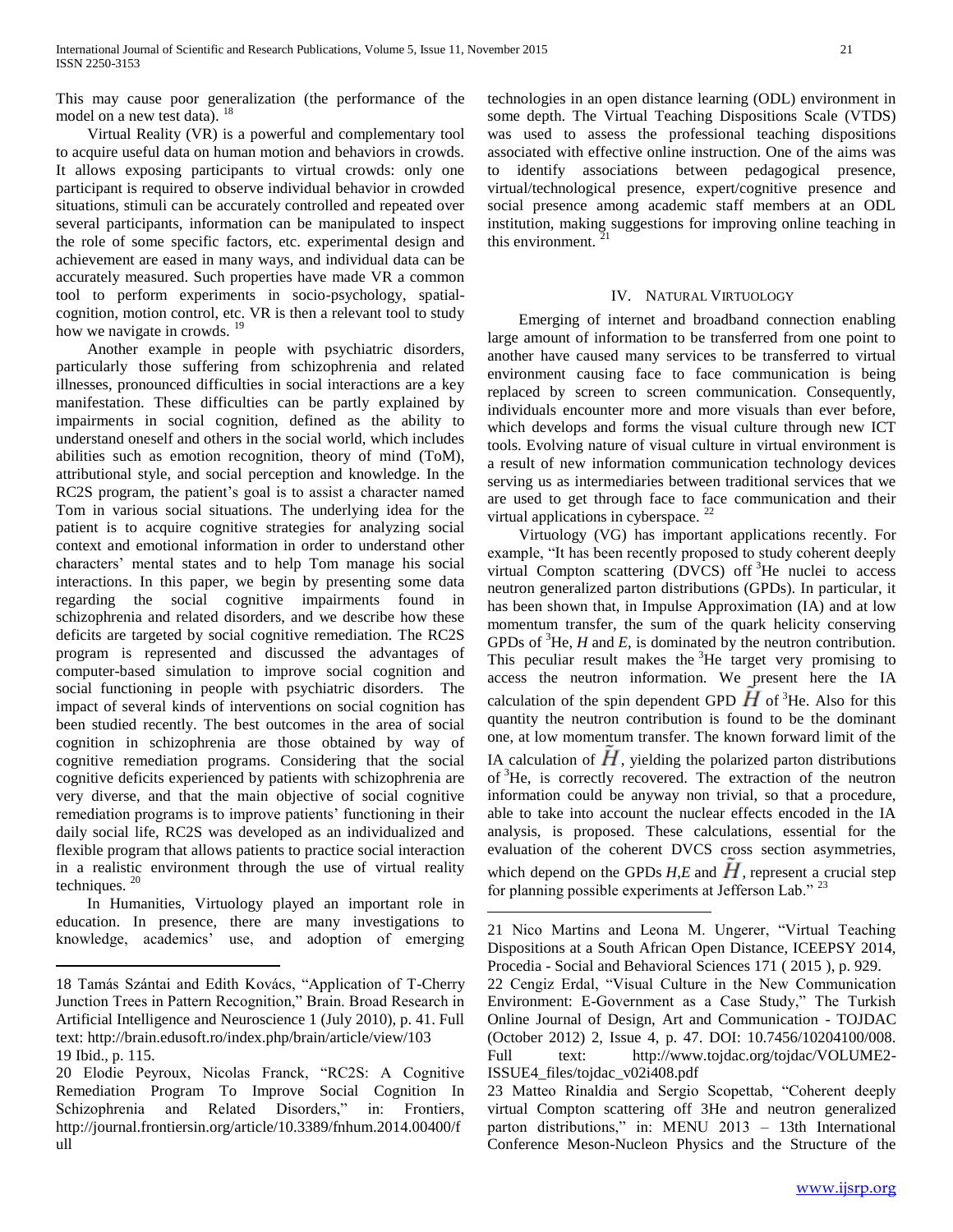This may cause poor generalization (the performance of the model on a new test data). [18]

Virtual Reality (VR) is a powerful and complementary tool to acquire useful data on human motion and behaviors in crowds. It allows exposing participants to virtual crowds: only one participant is required to observe individual behavior in crowded situations, stimuli can be accurately controlled and repeated over several participants, information can be manipulated to inspect the role of some specific factors, etc. experimental design and achievement are eased in many ways, and individual data can be accurately measured. Such properties have made VR a common tool to perform experiments in socio-psychology, spatial-cognition, motion control, etc. VR is then a relevant tool to study how we navigate in crowds. [19]

Another example in people with psychiatric disorders, particularly those suffering from schizophrenia and related illnesses, pronounced difficulties in social interactions are a key manifestation. These difficulties can be partly explained by impairments in social cognition, defined as the ability to understand oneself and others in the social world, which includes abilities such as emotion recognition, theory of mind (ToM), attributional style, and social perception and knowledge. In the RC2S program, the patient's goal is to assist a character named Tom in various social situations. The underlying idea for the patient is to acquire cognitive strategies for analyzing social context and emotional information in order to understand other characters' mental states and to help Tom manage his social interactions. In this paper, we begin by presenting some data regarding the social cognitive impairments found in schizophrenia and related disorders, and we describe how these deficits are targeted by social cognitive remediation. The RC2S program is represented and discussed the advantages of computer-based simulation to improve social cognition and social functioning in people with psychiatric disorders. The impact of several kinds of interventions on social cognition has been studied recently. The best outcomes in the area of social cognition in schizophrenia are those obtained by way of cognitive remediation programs. Considering that the social cognitive deficits experienced by patients with schizophrenia are very diverse, and that the main objective of social cognitive remediation programs is to improve patients' functioning in their daily social life, RC2S was developed as an individualized and flexible program that allows patients to practice social interaction in a realistic environment through the use of virtual reality techniques. [20]

In Humanities, Virtuology played an important role in education. In presence, there are many investigations to knowledge, academics' use, and adoption of emerging technologies in an open distance learning (ODL) environment in some depth. The Virtual Teaching Dispositions Scale (VTDS) was used to assess the professional teaching dispositions associated with effective online instruction. One of the aims was to identify associations between pedagogical presence, virtual/technological presence, expert/cognitive presence and social presence among academic staff members at an ODL institution, making suggestions for improving online teaching in this environment. [21]

## IV. Natural Virtuology

Emerging of internet and broadband connection enabling large amount of information to be transferred from one point to another have caused many services to be transferred to virtual environment causing face to face communication is being replaced by screen to screen communication. Consequently, individuals encounter more and more visuals than ever before, which develops and forms the visual culture through new ICT tools. Evolving nature of visual culture in virtual environment is a result of new information communication technology devices serving us as intermediaries between traditional services that we are used to get through face to face communication and their virtual applications in cyberspace. [22]

Virtuology (VG) has important applications recently. For example, "It has been recently proposed to study coherent deeply virtual Compton scattering (DVCS) off $^3$He nuclei to access neutron generalized parton distributions (GPDs). In particular, it has been shown that, in Impulse Approximation (IA) and at low momentum transfer, the sum of the quark helicity conserving GPDs of $^3$He, $H$ and $E$, is dominated by the neutron contribution. This peculiar result makes the $^3$He target very promising to access the neutron information. We present here the IA calculation of the spin dependent GPD $\tilde{H}$ of $^3$He. Also for this quantity the neutron contribution is found to be the dominant one, at low momentum transfer. The known forward limit of the IA calculation of $\tilde{H}$, yielding the polarized parton distributions of $^3$He, is correctly recovered. The extraction of the neutron information could be anyway non trivial, so that a procedure, able to take into account the nuclear effects encoded in the IA analysis, is proposed. These calculations, essential for the evaluation of the coherent DVCS cross section asymmetries, which depend on the GPDs $H$,$E$ and $\tilde{H}$, represent a crucial step for planning possible experiments at Jefferson Lab." [23]

---

18 Tamás Szántai and Edith Kovács, "Application of T-Cherry Junction Trees in Pattern Recognition," Brain. Broad Research in Artificial Intelligence and Neuroscience 1 (July 2010), p. 41. Full text: http://brain.edusoft.ro/index.php/brain/article/view/103

19 Ibid., p. 115.

20 Elodie Peyroux, Nicolas Franck, "RC2S: A Cognitive Remediation Program To Improve Social Cognition In Schizophrenia and Related Disorders," in: Frontiers, http://journal.frontiersin.org/article/10.3389/fnhum.2014.00400/full

21 Nico Martins and Leona M. Ungerer, "Virtual Teaching Dispositions at a South African Open Distance, ICEEPSY 2014, Procedia - Social and Behavioral Sciences 171 ( 2015 ), p. 929.

22 Cengiz Erdal, "Visual Culture in the New Communication Environment: E-Government as a Case Study," The Turkish Online Journal of Design, Art and Communication - TOJDAC (October 2012) 2, Issue 4, p. 47. DOI: 10.7456/10204100/008. Full text: http://www.tojdac.org/tojdac/VOLUME2-ISSUE4_files/tojdac_v02i408.pdf

23 Matteo Rinaldia and Sergio Scopettab, "Coherent deeply virtual Compton scattering off 3He and neutron generalized parton distributions," in: MENU 2013 – 13th International Conference Meson-Nucleon Physics and the Structure of the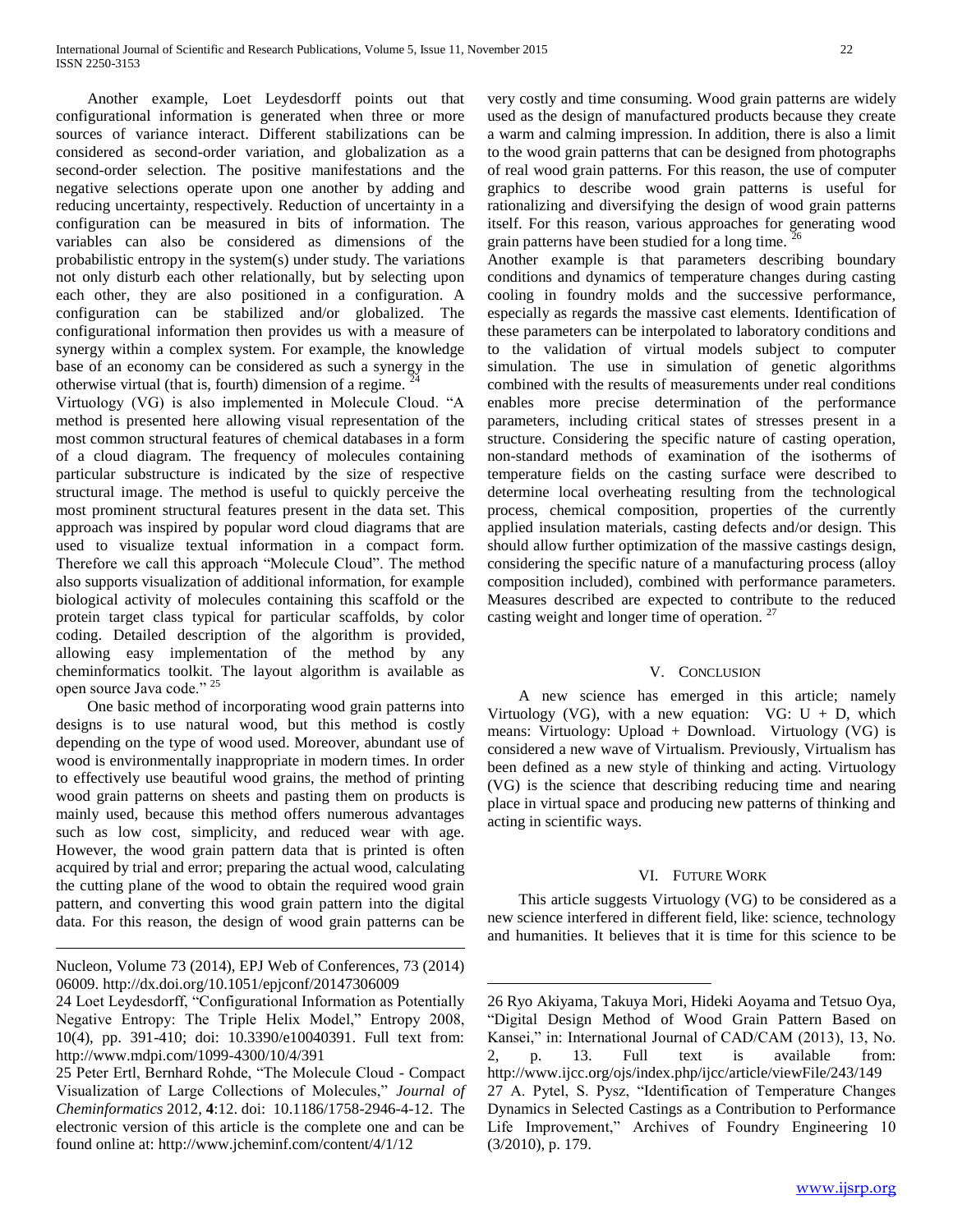Another example, Loet Leydesdorff points out that configurational information is generated when three or more sources of variance interact. Different stabilizations can be considered as second-order variation, and globalization as a second-order selection. The positive manifestations and the negative selections operate upon one another by adding and reducing uncertainty, respectively. Reduction of uncertainty in a configuration can be measured in bits of information. The variables can also be considered as dimensions of the probabilistic entropy in the system(s) under study. The variations not only disturb each other relationally, but by selecting upon each other, they are also positioned in a configuration. A configuration can be stabilized and/or globalized. The configurational information then provides us with a measure of synergy within a complex system. For example, the knowledge base of an economy can be considered as such a synergy in the otherwise virtual (that is, fourth) dimension of a regime. [24]

Virtuology (VG) is also implemented in Molecule Cloud. "A method is presented here allowing visual representation of the most common structural features of chemical databases in a form of a cloud diagram. The frequency of molecules containing particular substructure is indicated by the size of respective structural image. The method is useful to quickly perceive the most prominent structural features present in the data set. This approach was inspired by popular word cloud diagrams that are used to visualize textual information in a compact form. Therefore we call this approach "Molecule Cloud". The method also supports visualization of additional information, for example biological activity of molecules containing this scaffold or the protein target class typical for particular scaffolds, by color coding. Detailed description of the algorithm is provided, allowing easy implementation of the method by any cheminformatics toolkit. The layout algorithm is available as open source Java code." [25]

One basic method of incorporating wood grain patterns into designs is to use natural wood, but this method is costly depending on the type of wood used. Moreover, abundant use of wood is environmentally inappropriate in modern times. In order to effectively use beautiful wood grains, the method of printing wood grain patterns on sheets and pasting them on products is mainly used, because this method offers numerous advantages such as low cost, simplicity, and reduced wear with age. However, the wood grain pattern data that is printed is often acquired by trial and error; preparing the actual wood, calculating the cutting plane of the wood to obtain the required wood grain pattern, and converting this wood grain pattern into the digital data. For this reason, the design of wood grain patterns can be very costly and time consuming. Wood grain patterns are widely used as the design of manufactured products because they create a warm and calming impression. In addition, there is also a limit to the wood grain patterns that can be designed from photographs of real wood grain patterns. For this reason, the use of computer graphics to describe wood grain patterns is useful for rationalizing and diversifying the design of wood grain patterns itself. For this reason, various approaches for generating wood grain patterns have been studied for a long time. [26]

Another example is that parameters describing boundary conditions and dynamics of temperature changes during casting cooling in foundry molds and the successive performance, especially as regards the massive cast elements. Identification of these parameters can be interpolated to laboratory conditions and to the validation of virtual models subject to computer simulation. The use in simulation of genetic algorithms combined with the results of measurements under real conditions enables more precise determination of the performance parameters, including critical states of stresses present in a structure. Considering the specific nature of casting operation, non-standard methods of examination of the isotherms of temperature fields on the casting surface were described to determine local overheating resulting from the technological process, chemical composition, properties of the currently applied insulation materials, casting defects and/or design. This should allow further optimization of the massive castings design, considering the specific nature of a manufacturing process (alloy composition included), combined with performance parameters. Measures described are expected to contribute to the reduced casting weight and longer time of operation. [27]

## V. Conclusion

A new science has emerged in this article; namely Virtuology (VG), with a new equation: VG: U + D, which means: Virtuology: Upload + Download. Virtuology (VG) is considered a new wave of Virtualism. Previously, Virtualism has been defined as a new style of thinking and acting. Virtuology (VG) is the science that describing reducing time and nearing place in virtual space and producing new patterns of thinking and acting in scientific ways.

## VI. Future Work

This article suggests Virtuology (VG) to be considered as a new science interfered in different field, like: science, technology and humanities. It believes that it is time for this science to be

---

Nucleon, Volume 73 (2014), EPJ Web of Conferences, 73 (2014) 06009. http://dx.doi.org/10.1051/epjconf/20147306009

24 Loet Leydesdorff, "Configurational Information as Potentially Negative Entropy: The Triple Helix Model," Entropy 2008, 10(4), pp. 391-410; doi: 10.3390/e10040391. Full text from: http://www.mdpi.com/1099-4300/10/4/391

25 Peter Ertl, Bernhard Rohde, "The Molecule Cloud - Compact Visualization of Large Collections of Molecules," *Journal of Cheminformatics* 2012, **4**:12. doi: 10.1186/1758-2946-4-12. The electronic version of this article is the complete one and can be found online at: http://www.jcheminf.com/content/4/1/12

26 Ryo Akiyama, Takuya Mori, Hideki Aoyama and Tetsuo Oya, "Digital Design Method of Wood Grain Pattern Based on Kansei," in: International Journal of CAD/CAM (2013), 13, No. 2, p. 13. Full text is available from: http://www.ijcc.org/ojs/index.php/ijcc/article/viewFile/243/149

27 A. Pytel, S. Pysz, "Identification of Temperature Changes Dynamics in Selected Castings as a Contribution to Performance Life Improvement," Archives of Foundry Engineering 10 (3/2010), p. 179.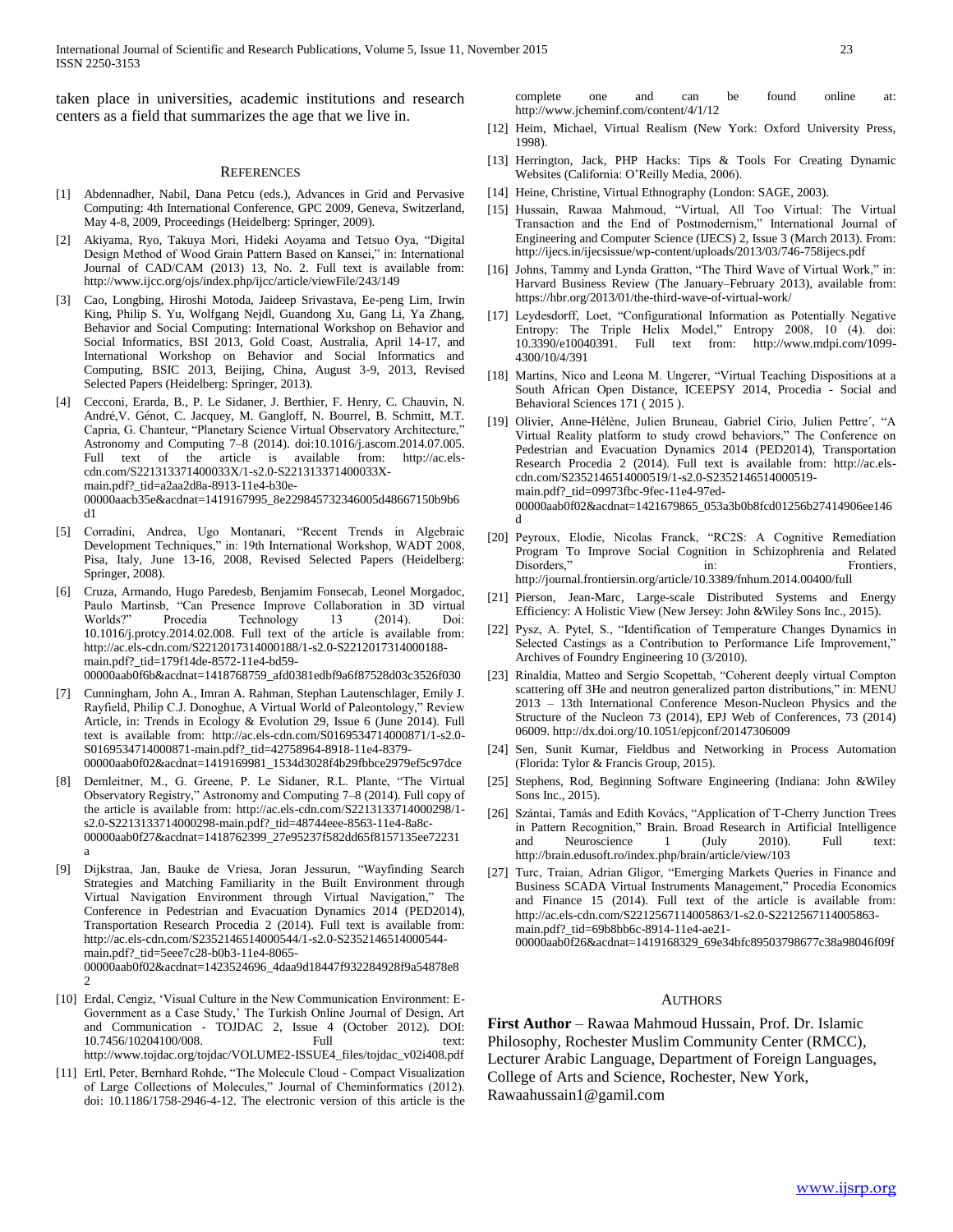taken place in universities, academic institutions and research centers as a field that summarizes the age that we live in.

## References

[1] Abdennadher, Nabil, Dana Petcu (eds.), Advances in Grid and Pervasive Computing: 4th International Conference, GPC 2009, Geneva, Switzerland, May 4-8, 2009, Proceedings (Heidelberg: Springer, 2009).

[2] Akiyama, Ryo, Takuya Mori, Hideki Aoyama and Tetsuo Oya, "Digital Design Method of Wood Grain Pattern Based on Kansei," in: International Journal of CAD/CAM (2013) 13, No. 2. Full text is available from: http://www.ijcc.org/ojs/index.php/ijcc/article/viewFile/243/149

[3] Cao, Longbing, Hiroshi Motoda, Jaideep Srivastava, Ee-peng Lim, Irwin King, Philip S. Yu, Wolfgang Nejdl, Guandong Xu, Gang Li, Ya Zhang, Behavior and Social Computing: International Workshop on Behavior and Social Informatics, BSI 2013, Gold Coast, Australia, April 14-17, and International Workshop on Behavior and Social Informatics and Computing, BSIC 2013, Beijing, China, August 3-9, 2013, Revised Selected Papers (Heidelberg: Springer, 2013).

[4] Cecconi, Erarda, B., P. Le Sidaner, J. Berthier, F. Henry, C. Chauvin, N. André,V. Génot, C. Jacquey, M. Gangloff, N. Bourrel, B. Schmitt, M.T. Capria, G. Chanteur, "Planetary Science Virtual Observatory Architecture," Astronomy and Computing 7–8 (2014). doi:10.1016/j.ascom.2014.07.005. Full text of the article is available from: http://ac.els-cdn.com/S221313371400033X/1-s2.0-S221313371400033X-main.pdf?_tid=a2aa2d8a-8913-11e4-b30e-00000aacb35e&acdnat=1419167995_8e229845732346005d48667150b9b6d1

[5] Corradini, Andrea, Ugo Montanari, "Recent Trends in Algebraic Development Techniques," in: 19th International Workshop, WADT 2008, Pisa, Italy, June 13-16, 2008, Revised Selected Papers (Heidelberg: Springer, 2008).

[6] Cruza, Armando, Hugo Paredesb, Benjamim Fonsecab, Leonel Morgadoc, Paulo Martinsb, "Can Presence Improve Collaboration in 3D virtual Worlds?" Procedia Technology 13 (2014). Doi: 10.1016/j.protcy.2014.02.008. Full text of the article is available from: http://ac.els-cdn.com/S2212017314000188/1-s2.0-S2212017314000188-main.pdf?_tid=179f14de-8572-11e4-bd59-00000aab0f6b&acdnat=1418768759_afd0381edbf9a6f87528d03c3526f030

[7] Cunningham, John A., Imran A. Rahman, Stephan Lautenschlager, Emily J. Rayfield, Philip C.J. Donoghue, A Virtual World of Paleontology," Review Article, in: Trends in Ecology & Evolution 29, Issue 6 (June 2014). Full text is available from: http://ac.els-cdn.com/S0169534714000871/1-s2.0-S0169534714000871-main.pdf?_tid=42758964-8918-11e4-8379-00000aab0f02&acdnat=1419169981_1534d3028f4b29fbbce2979ef5c97dce

[8] Demleitner, M., G. Greene, P. Le Sidaner, R.L. Plante, "The Virtual Observatory Registry," Astronomy and Computing 7–8 (2014). Full copy of the article is available from: http://ac.els-cdn.com/S2213133714000298/1-s2.0-S2213133714000298-main.pdf?_tid=48744eee-8563-11e4-8a8c-00000aab0f27&acdnat=1418762399_27e95237f582dd65f8157135ee72231a

[9] Dijkstraa, Jan, Bauke de Vriesa, Joran Jessurun, "Wayfinding Search Strategies and Matching Familiarity in the Built Environment through Virtual Navigation Environment through Virtual Navigation," The Conference in Pedestrian and Evacuation Dynamics 2014 (PED2014), Transportation Research Procedia 2 (2014). Full text is available from: http://ac.els-cdn.com/S2352146514000544/1-s2.0-S2352146514000544-main.pdf?_tid=5eee7c28-b0b3-11e4-8065-00000aab0f02&acdnat=1423524696_4daa9d18447f932284928f9a54878e82

[10] Erdal, Cengiz, 'Visual Culture in the New Communication Environment: E-Government as a Case Study,' The Turkish Online Journal of Design, Art and Communication - TOJDAC 2, Issue 4 (October 2012). DOI: 10.7456/10204100/008. Full text: http://www.tojdac.org/tojdac/VOLUME2-ISSUE4_files/tojdac_v02i408.pdf

[11] Ertl, Peter, Bernhard Rohde, "The Molecule Cloud - Compact Visualization of Large Collections of Molecules," Journal of Cheminformatics (2012). doi: 10.1186/1758-2946-4-12. The electronic version of this article is the complete one and can be found online at: http://www.jcheminf.com/content/4/1/12

[12] Heim, Michael, Virtual Realism (New York: Oxford University Press, 1998).

[13] Herrington, Jack, PHP Hacks: Tips & Tools For Creating Dynamic Websites (California: O'Reilly Media, 2006).

[14] Heine, Christine, Virtual Ethnography (London: SAGE, 2003).

[15] Hussain, Rawaa Mahmoud, "Virtual, All Too Virtual: The Virtual Transaction and the End of Postmodernism," International Journal of Engineering and Computer Science (IJECS) 2, Issue 3 (March 2013). From: http://ijecs.in/ijecsissue/wp-content/uploads/2013/03/746-758ijecs.pdf

[16] Johns, Tammy and Lynda Gratton, "The Third Wave of Virtual Work," in: Harvard Business Review (The January–February 2013), available from: https://hbr.org/2013/01/the-third-wave-of-virtual-work/

[17] Leydesdorff, Loet, "Configurational Information as Potentially Negative Entropy: The Triple Helix Model," Entropy 2008, 10 (4). doi: 10.3390/e10040391. Full text from: http://www.mdpi.com/1099-4300/10/4/391

[18] Martins, Nico and Leona M. Ungerer, "Virtual Teaching Dispositions at a South African Open Distance, ICEEPSY 2014, Procedia - Social and Behavioral Sciences 171 ( 2015 ).

[19] Olivier, Anne-Hélène, Julien Bruneau, Gabriel Cirio, Julien Pettre´, "A Virtual Reality platform to study crowd behaviors," The Conference on Pedestrian and Evacuation Dynamics 2014 (PED2014), Transportation Research Procedia 2 (2014). Full text is available from: http://ac.els-cdn.com/S2352146514000519/1-s2.0-S2352146514000519-main.pdf?_tid=09973fbc-9fec-11e4-97ed-00000aab0f02&acdnat=1421679865_053a3b0b8fcd01256b27414906ee146d

[20] Peyroux, Elodie, Nicolas Franck, "RC2S: A Cognitive Remediation Program To Improve Social Cognition in Schizophrenia and Related Disorders," in: Frontiers, http://journal.frontiersin.org/article/10.3389/fnhum.2014.00400/full

[21] Pierson, Jean-Marc, Large-scale Distributed Systems and Energy Efficiency: A Holistic View (New Jersey: John &Wiley Sons Inc., 2015).

[22] Pysz, A. Pytel, S., "Identification of Temperature Changes Dynamics in Selected Castings as a Contribution to Performance Life Improvement," Archives of Foundry Engineering 10 (3/2010).

[23] Rinaldia, Matteo and Sergio Scopettab, "Coherent deeply virtual Compton scattering off 3He and neutron generalized parton distributions," in: MENU 2013 – 13th International Conference Meson-Nucleon Physics and the Structure of the Nucleon 73 (2014), EPJ Web of Conferences, 73 (2014) 06009. http://dx.doi.org/10.1051/epjconf/20147306009

[24] Sen, Sunit Kumar, Fieldbus and Networking in Process Automation (Florida: Tylor & Francis Group, 2015).

[25] Stephens, Rod, Beginning Software Engineering (Indiana: John &Wiley Sons Inc., 2015).

[26] Szántai, Tamás and Edith Kovács, "Application of T-Cherry Junction Trees in Pattern Recognition," Brain. Broad Research in Artificial Intelligence and Neuroscience 1 (July 2010). Full text: http://brain.edusoft.ro/index.php/brain/article/view/103

[27] Turc, Traian, Adrian Gligor, "Emerging Markets Queries in Finance and Business SCADA Virtual Instruments Management," Procedia Economics and Finance 15 (2014). Full text of the article is available from: http://ac.els-cdn.com/S2212567114005863/1-s2.0-S2212567114005863-main.pdf?_tid=69b8bb6c-8914-11e4-ae21-00000aab0f26&acdnat=1419168329_69e34bfc89503798677c38a98046f09f

## Authors

**First Author** – Rawaa Mahmoud Hussain, Prof. Dr. Islamic Philosophy, Rochester Muslim Community Center (RMCC), Lecturer Arabic Language, Department of Foreign Languages, College of Arts and Science, Rochester, New York, Rawaahussain1@gamil.com